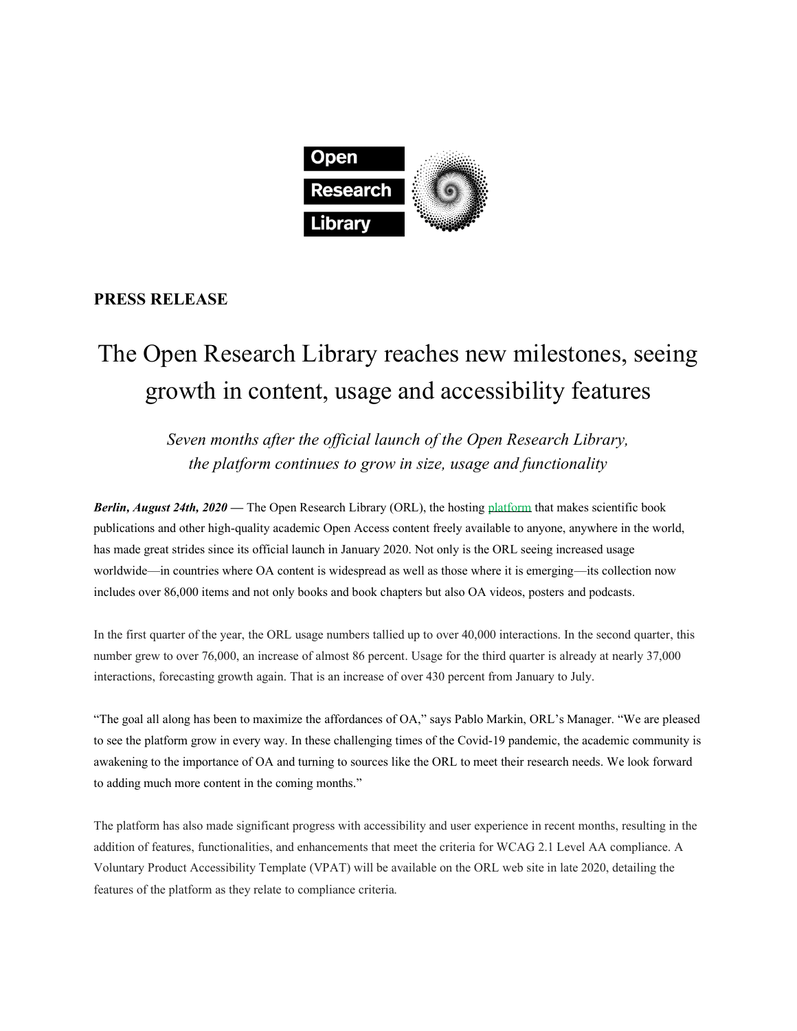Open
Research
Library

**PRESS RELEASE**

# The Open Research Library reaches new milestones, seeing growth in content, usage and accessibility features

*Seven months after the official launch of the Open Research Library, the platform continues to grow in size, usage and functionality*

***Berlin, August 24th, 2020 —*** The Open Research Library (ORL), the hosting platform that makes scientific book publications and other high-quality academic Open Access content freely available to anyone, anywhere in the world, has made great strides since its official launch in January 2020. Not only is the ORL seeing increased usage worldwide—in countries where OA content is widespread as well as those where it is emerging—its collection now includes over 86,000 items and not only books and book chapters but also OA videos, posters and podcasts.

In the first quarter of the year, the ORL usage numbers tallied up to over 40,000 interactions. In the second quarter, this number grew to over 76,000, an increase of almost 86 percent. Usage for the third quarter is already at nearly 37,000 interactions, forecasting growth again. That is an increase of over 430 percent from January to July.

"The goal all along has been to maximize the affordances of OA," says Pablo Markin, ORL's Manager. "We are pleased to see the platform grow in every way. In these challenging times of the Covid-19 pandemic, the academic community is awakening to the importance of OA and turning to sources like the ORL to meet their research needs. We look forward to adding much more content in the coming months."

The platform has also made significant progress with accessibility and user experience in recent months, resulting in the addition of features, functionalities, and enhancements that meet the criteria for WCAG 2.1 Level AA compliance. A Voluntary Product Accessibility Template (VPAT) will be available on the ORL web site in late 2020, detailing the features of the platform as they relate to compliance criteria.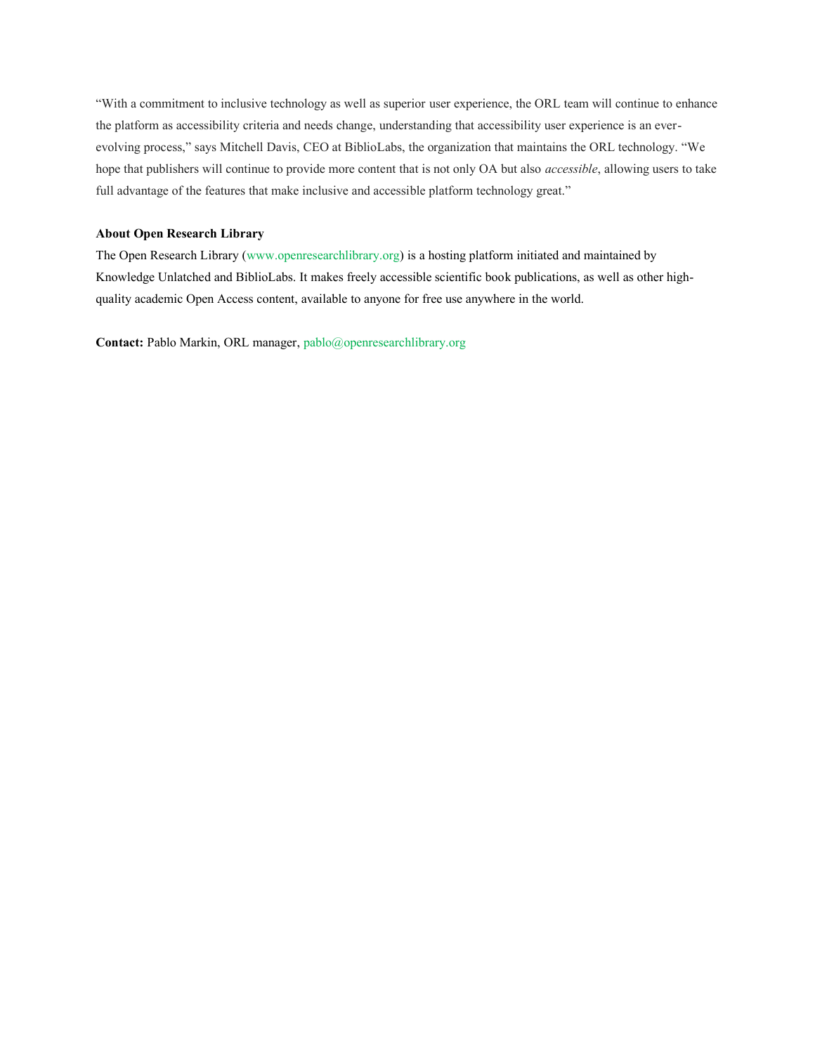"With a commitment to inclusive technology as well as superior user experience, the ORL team will continue to enhance the platform as accessibility criteria and needs change, understanding that accessibility user experience is an ever-evolving process," says Mitchell Davis, CEO at BiblioLabs, the organization that maintains the ORL technology. "We hope that publishers will continue to provide more content that is not only OA but also *accessible*, allowing users to take full advantage of the features that make inclusive and accessible platform technology great."

**About Open Research Library**

The Open Research Library (www.openresearchlibrary.org) is a hosting platform initiated and maintained by Knowledge Unlatched and BiblioLabs. It makes freely accessible scientific book publications, as well as other high-quality academic Open Access content, available to anyone for free use anywhere in the world.

**Contact:** Pablo Markin, ORL manager, pablo@openresearchlibrary.org